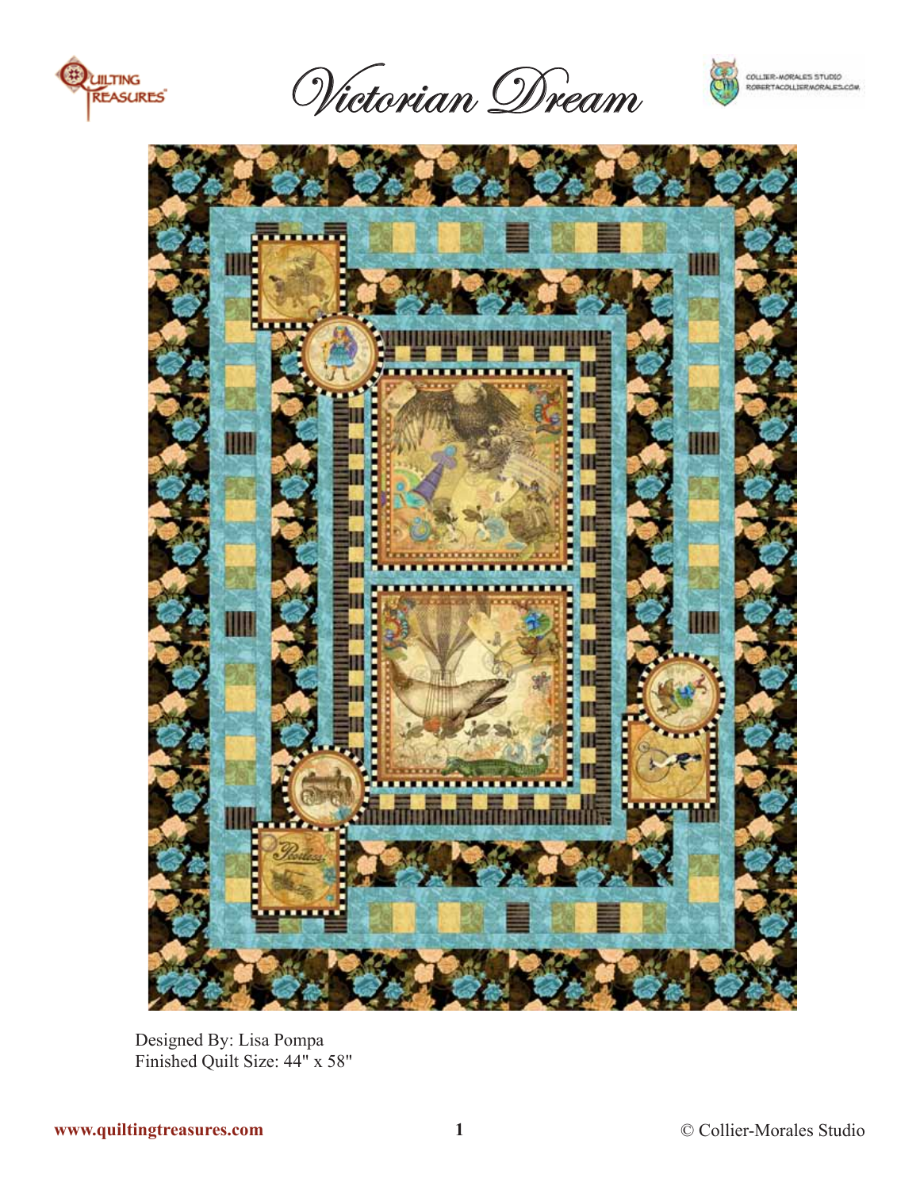# Victorian Dream

Designed By: Lisa Pompa
Finished Quilt Size: 44" x 58"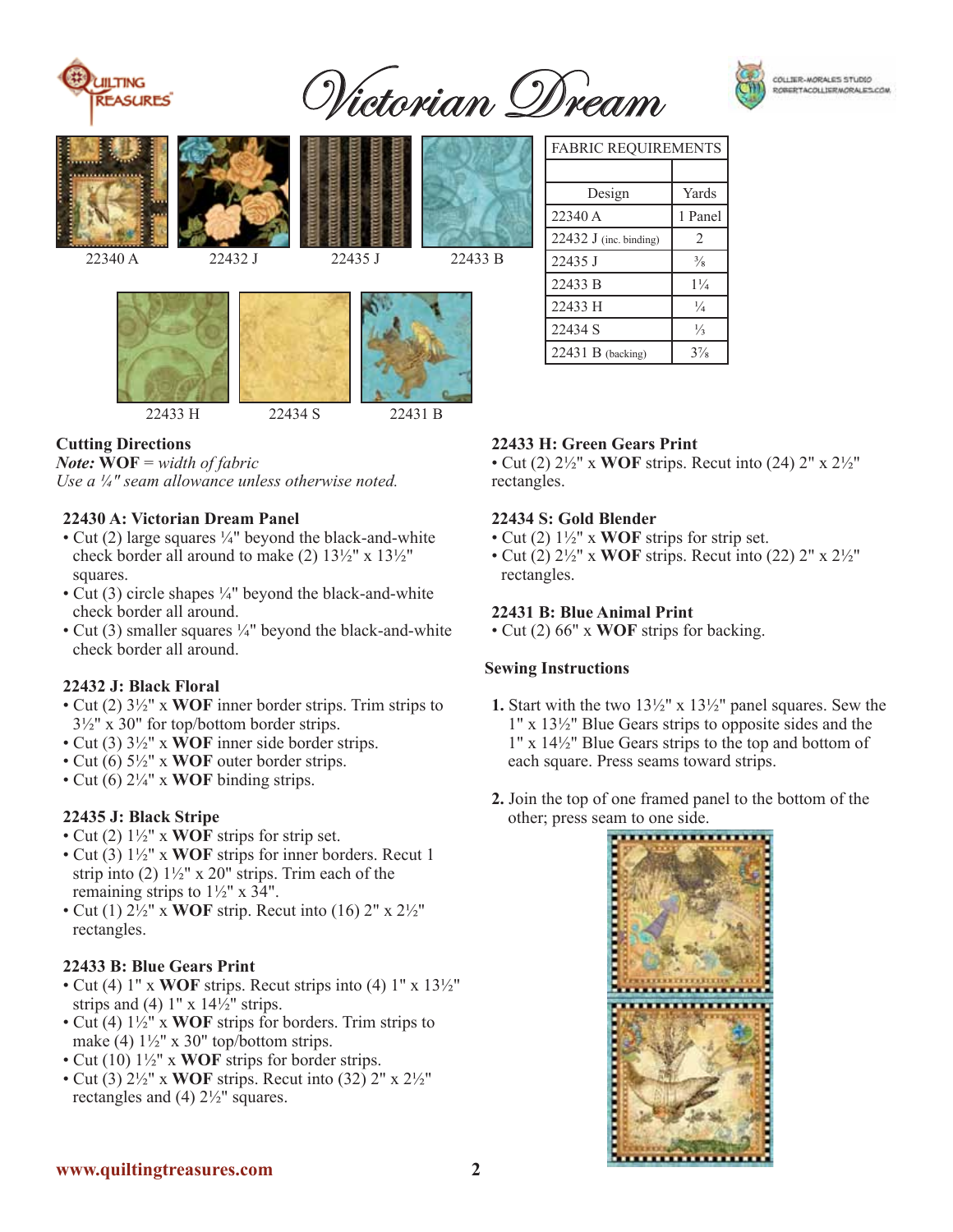# Victorian Dream

COLLIER-MORALES STUDIO
ROBERTACOLLIERMORALES.COM

22340 A

22432 J

22435 J

22433 B

22433 H

22434 S

22431 B

| FABRIC REQUIREMENTS | |
|---|---|
| | |
| Design | Yards |
| 22340 A | 1 Panel |
| 22432 J (inc. binding) | 2 |
| 22435 J | ⅜ |
| 22433 B | 1¼ |
| 22433 H | ¼ |
| 22434 S | ⅓ |
| 22431 B (backing) | 3⅞ |

## Cutting Directions

***Note:* WOF** *= width of fabric*
*Use a ¼" seam allowance unless otherwise noted.*

### 22430 A: Victorian Dream Panel

- Cut (2) large squares ¼" beyond the black-and-white check border all around to make (2) 13½" x 13½" squares.
- Cut (3) circle shapes ¼" beyond the black-and-white check border all around.
- Cut (3) smaller squares ¼" beyond the black-and-white check border all around.

### 22432 J: Black Floral

- Cut (2) 3½" x **WOF** inner border strips. Trim strips to 3½" x 30" for top/bottom border strips.
- Cut (3) 3½" x **WOF** inner side border strips.
- Cut (6) 5½" x **WOF** outer border strips.
- Cut (6) 2¼" x **WOF** binding strips.

### 22435 J: Black Stripe

- Cut (2) 1½" x **WOF** strips for strip set.
- Cut (3) 1½" x **WOF** strips for inner borders. Recut 1 strip into (2) 1½" x 20" strips. Trim each of the remaining strips to 1½" x 34".
- Cut (1) 2½" x **WOF** strip. Recut into (16) 2" x 2½" rectangles.

### 22433 B: Blue Gears Print

- Cut (4) 1" x **WOF** strips. Recut strips into (4) 1" x 13½" strips and (4) 1" x 14½" strips.
- Cut (4) 1½" x **WOF** strips for borders. Trim strips to make (4) 1½" x 30" top/bottom strips.
- Cut (10) 1½" x **WOF** strips for border strips.
- Cut (3) 2½" x **WOF** strips. Recut into (32) 2" x 2½" rectangles and (4) 2½" squares.

### 22433 H: Green Gears Print

- Cut (2) 2½" x **WOF** strips. Recut into (24) 2" x 2½" rectangles.

### 22434 S: Gold Blender

- Cut (2) 1½" x **WOF** strips for strip set.
- Cut (2) 2½" x **WOF** strips. Recut into (22) 2" x 2½" rectangles.

### 22431 B: Blue Animal Print

- Cut (2) 66" x **WOF** strips for backing.

## Sewing Instructions

1. Start with the two 13½" x 13½" panel squares. Sew the 1" x 13½" Blue Gears strips to opposite sides and the 1" x 14½" Blue Gears strips to the top and bottom of each square. Press seams toward strips.

2. Join the top of one framed panel to the bottom of the other; press seam to one side.

www.quiltingtreasures.com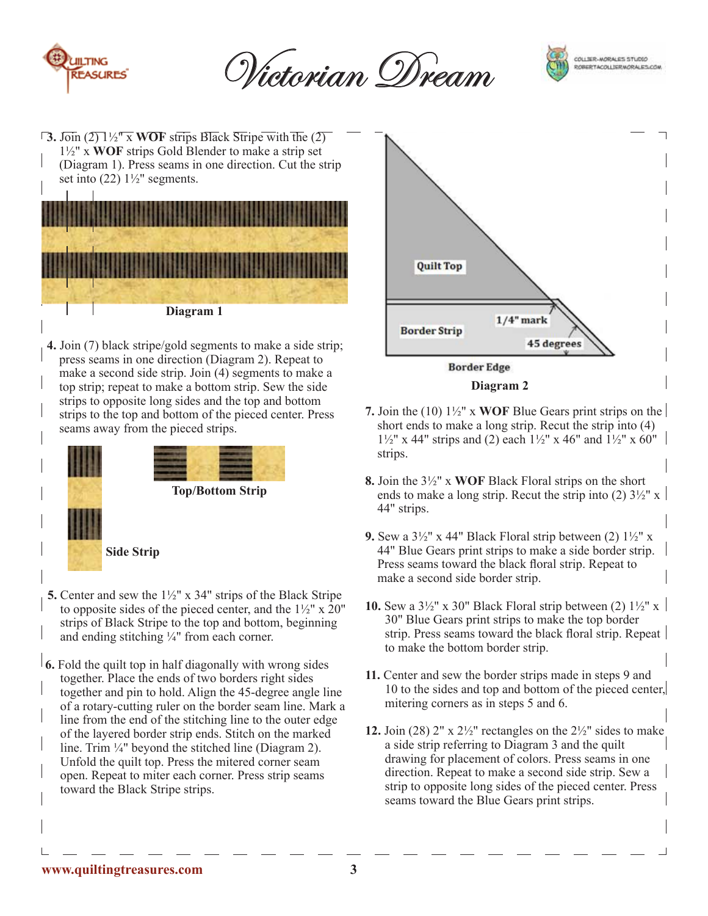3. Join (2) 1½" x **WOF** strips Black Stripe with the (2) 1½" x **WOF** strips Gold Blender to make a strip set (Diagram 1). Press seams in one direction. Cut the strip set into (22) 1½" segments.

**Diagram 1**

4. Join (7) black stripe/gold segments to make a side strip; press seams in one direction (Diagram 2). Repeat to make a second side strip. Join (4) segments to make a top strip; repeat to make a bottom strip. Sew the side strips to opposite long sides and the top and bottom strips to the top and bottom of the pieced center. Press seams away from the pieced strips.

**Top/Bottom Strip**

**Side Strip**

5. Center and sew the 1½" x 34" strips of the Black Stripe to opposite sides of the pieced center, and the 1½" x 20" strips of Black Stripe to the top and bottom, beginning and ending stitching ¼" from each corner.

6. Fold the quilt top in half diagonally with wrong sides together. Place the ends of two borders right sides together and pin to hold. Align the 45-degree angle line of a rotary-cutting ruler on the border seam line. Mark a line from the end of the stitching line to the outer edge of the layered border strip ends. Stitch on the marked line. Trim ¼" beyond the stitched line (Diagram 2). Unfold the quilt top. Press the mitered corner seam open. Repeat to miter each corner. Press strip seams toward the Black Stripe strips.

**Quilt Top**

**Border Strip**

**1/4" mark**

**45 degrees**

**Border Edge**

**Diagram 2**

7. Join the (10) 1½" x **WOF** Blue Gears print strips on the short ends to make a long strip. Recut the strip into (4) 1½" x 44" strips and (2) each 1½" x 46" and 1½" x 60" strips.

8. Join the 3½" x **WOF** Black Floral strips on the short ends to make a long strip. Recut the strip into (2) 3½" x 44" strips.

9. Sew a 3½" x 44" Black Floral strip between (2) 1½" x 44" Blue Gears print strips to make a side border strip. Press seams toward the black floral strip. Repeat to make a second side border strip.

10. Sew a 3½" x 30" Black Floral strip between (2) 1½" x 30" Blue Gears print strips to make the top border strip. Press seams toward the black floral strip. Repeat to make the bottom border strip.

11. Center and sew the border strips made in steps 9 and 10 to the sides and top and bottom of the pieced center, mitering corners as in steps 5 and 6.

12. Join (28) 2" x 2½" rectangles on the 2½" sides to make a side strip referring to Diagram 3 and the quilt drawing for placement of colors. Press seams in one direction. Repeat to make a second side strip. Sew a strip to opposite long sides of the pieced center. Press seams toward the Blue Gears print strips.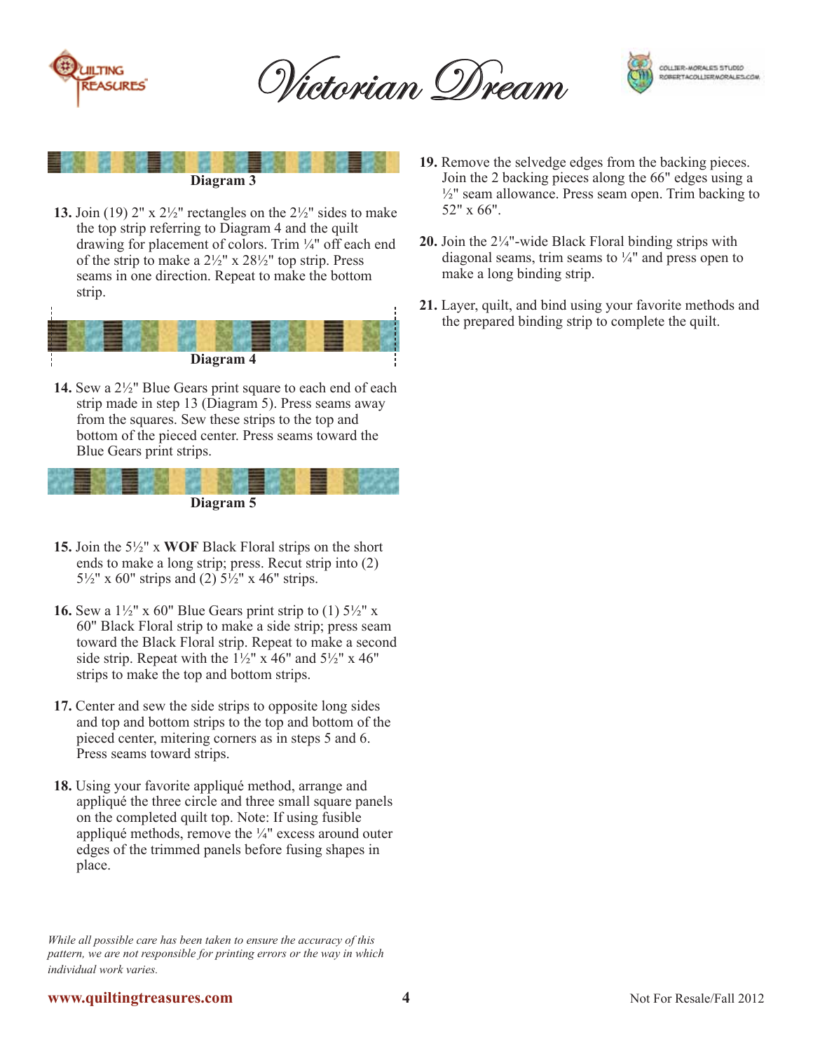Diagram 3

13. Join (19) 2" x 2½" rectangles on the 2½" sides to make the top strip referring to Diagram 4 and the quilt drawing for placement of colors. Trim ¼" off each end of the strip to make a 2½" x 28½" top strip. Press seams in one direction. Repeat to make the bottom strip.

Diagram 4

14. Sew a 2½" Blue Gears print square to each end of each strip made in step 13 (Diagram 5). Press seams away from the squares. Sew these strips to the top and bottom of the pieced center. Press seams toward the Blue Gears print strips.

Diagram 5

15. Join the 5½" x **WOF** Black Floral strips on the short ends to make a long strip; press. Recut strip into (2) 5½" x 60" strips and (2) 5½" x 46" strips.

16. Sew a 1½" x 60" Blue Gears print strip to (1) 5½" x 60" Black Floral strip to make a side strip; press seam toward the Black Floral strip. Repeat to make a second side strip. Repeat with the 1½" x 46" and 5½" x 46" strips to make the top and bottom strips.

17. Center and sew the side strips to opposite long sides and top and bottom strips to the top and bottom of the pieced center, mitering corners as in steps 5 and 6. Press seams toward strips.

18. Using your favorite appliqué method, arrange and appliqué the three circle and three small square panels on the completed quilt top. Note: If using fusible appliqué methods, remove the ¼" excess around outer edges of the trimmed panels before fusing shapes in place.

19. Remove the selvedge edges from the backing pieces. Join the 2 backing pieces along the 66" edges using a ½" seam allowance. Press seam open. Trim backing to 52" x 66".

20. Join the 2¼"-wide Black Floral binding strips with diagonal seams, trim seams to ¼" and press open to make a long binding strip.

21. Layer, quilt, and bind using your favorite methods and the prepared binding strip to complete the quilt.

*While all possible care has been taken to ensure the accuracy of this pattern, we are not responsible for printing errors or the way in which individual work varies.*